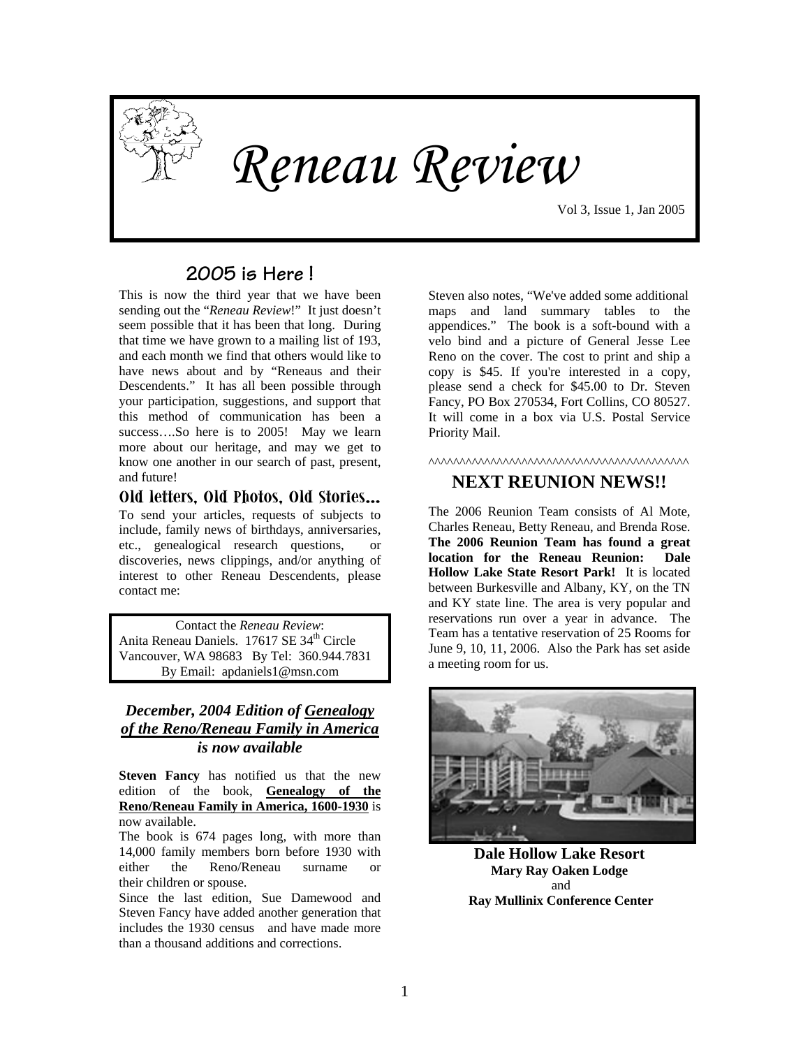# Reneau Review

Vol 3, Issue 1, Jan 2005

## 2005 is Here !

This is now the third year that we have been sending out the "*Reneau Review*!" It just doesn't seem possible that it has been that long. During that time we have grown to a mailing list of 193, and each month we find that others would like to have news about and by "Reneaus and their Descendents." It has all been possible through your participation, suggestions, and support that this method of communication has been a success….So here is to 2005! May we learn more about our heritage, and may we get to know one another in our search of past, present, and future!

## Old letters, Old Photos, Old Stories…

To send your articles, requests of subjects to include, family news of birthdays, anniversaries, etc., genealogical research questions, or discoveries, news clippings, and/or anything of interest to other Reneau Descendents, please contact me:

Contact the *Reneau Review*:
Anita Reneau Daniels. 17617 SE 34th Circle
Vancouver, WA 98683 By Tel: 360.944.7831
By Email: apdaniels1@msn.com

### *December, 2004 Edition of Genealogy of the Reno/Reneau Family in America is now available*

**Steven Fancy** has notified us that the new edition of the book, **Genealogy of the Reno/Reneau Family in America, 1600-1930** is now available.

The book is 674 pages long, with more than 14,000 family members born before 1930 with either the Reno/Reneau surname or their children or spouse.

Since the last edition, Sue Damewood and Steven Fancy have added another generation that includes the 1930 census and have made more than a thousand additions and corrections.

Steven also notes, "We've added some additional maps and land summary tables to the appendices." The book is a soft-bound with a velo bind and a picture of General Jesse Lee Reno on the cover. The cost to print and ship a copy is $45. If you're interested in a copy, please send a check for $45.00 to Dr. Steven Fancy, PO Box 270534, Fort Collins, CO 80527. It will come in a box via U.S. Postal Service Priority Mail.

^^^^^^^^^^^^^^^^^^^^^^^^^^^^^^^^^^^^^^^^^^^^^

## NEXT REUNION NEWS!!

The 2006 Reunion Team consists of Al Mote, Charles Reneau, Betty Reneau, and Brenda Rose. **The 2006 Reunion Team has found a great location for the Reneau Reunion: Dale Hollow Lake State Resort Park!** It is located between Burkesville and Albany, KY, on the TN and KY state line. The area is very popular and reservations run over a year in advance. The Team has a tentative reservation of 25 Rooms for June 9, 10, 11, 2006. Also the Park has set aside a meeting room for us.

**Dale Hollow Lake Resort**
**Mary Ray Oaken Lodge**
and
**Ray Mullinix Conference Center**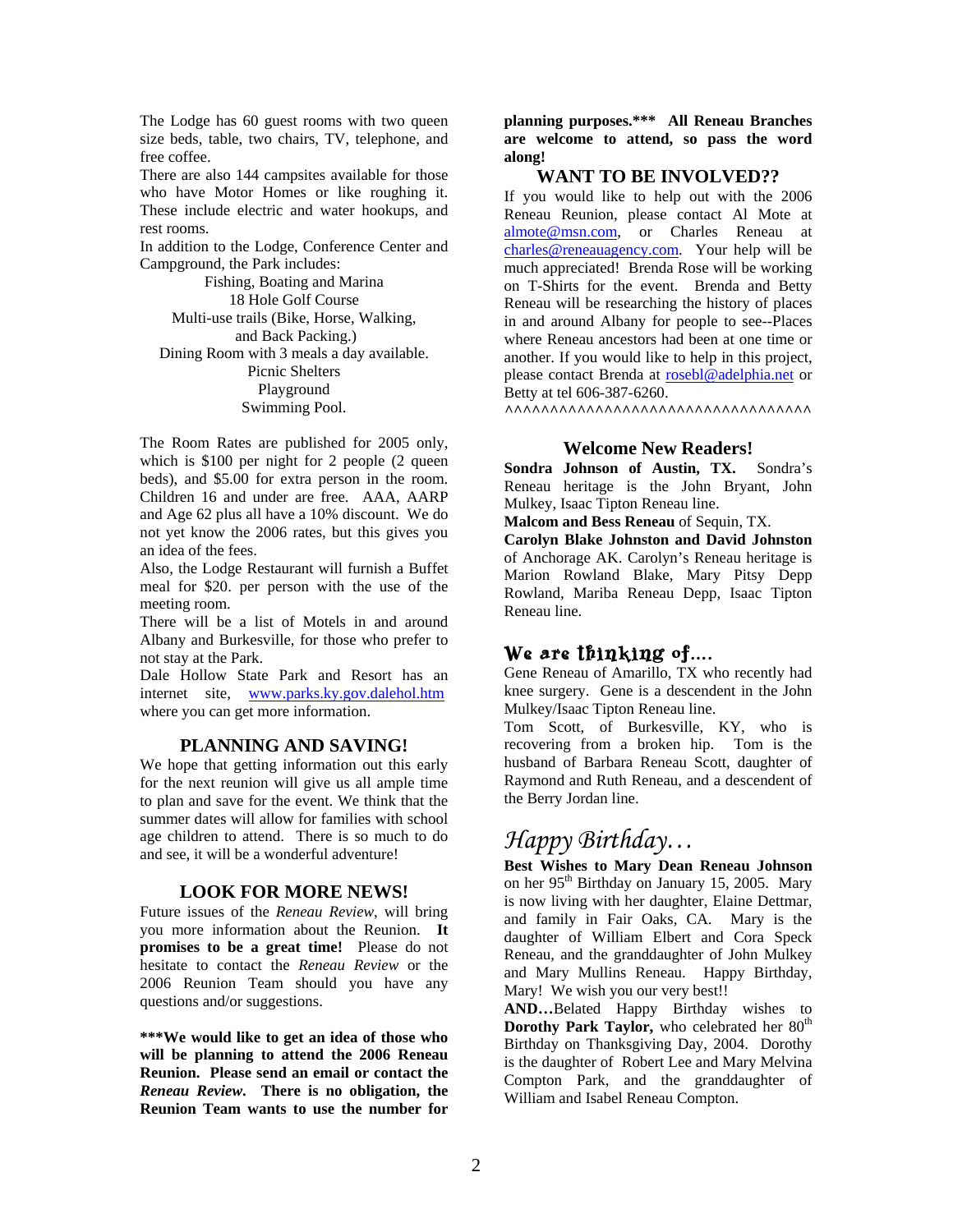The Lodge has 60 guest rooms with two queen size beds, table, two chairs, TV, telephone, and free coffee.

There are also 144 campsites available for those who have Motor Homes or like roughing it. These include electric and water hookups, and rest rooms.

In addition to the Lodge, Conference Center and Campground, the Park includes:

Fishing, Boating and Marina
18 Hole Golf Course
Multi-use trails (Bike, Horse, Walking, and Back Packing.)
Dining Room with 3 meals a day available.
Picnic Shelters
Playground
Swimming Pool.

The Room Rates are published for 2005 only, which is $100 per night for 2 people (2 queen beds), and $5.00 for extra person in the room. Children 16 and under are free. AAA, AARP and Age 62 plus all have a 10% discount. We do not yet know the 2006 rates, but this gives you an idea of the fees.

Also, the Lodge Restaurant will furnish a Buffet meal for $20. per person with the use of the meeting room.

There will be a list of Motels in and around Albany and Burkesville, for those who prefer to not stay at the Park.

Dale Hollow State Park and Resort has an internet site, www.parks.ky.gov.dalehol.htm where you can get more information.

## PLANNING AND SAVING!

We hope that getting information out this early for the next reunion will give us all ample time to plan and save for the event. We think that the summer dates will allow for families with school age children to attend. There is so much to do and see, it will be a wonderful adventure!

## LOOK FOR MORE NEWS!

Future issues of the *Reneau Review*, will bring you more information about the Reunion. **It promises to be a great time!** Please do not hesitate to contact the *Reneau Review* or the 2006 Reunion Team should you have any questions and/or suggestions.

**\*\*\*We would like to get an idea of those who will be planning to attend the 2006 Reneau Reunion. Please send an email or contact the *Reneau Review*. There is no obligation, the Reunion Team wants to use the number for planning purposes.\*\*\* All Reneau Branches are welcome to attend, so pass the word along!**

## WANT TO BE INVOLVED??

If you would like to help out with the 2006 Reneau Reunion, please contact Al Mote at almote@msn.com, or Charles Reneau at charles@reneauagency.com. Your help will be much appreciated! Brenda Rose will be working on T-Shirts for the event. Brenda and Betty Reneau will be researching the history of places in and around Albany for people to see--Places where Reneau ancestors had been at one time or another. If you would like to help in this project, please contact Brenda at rosebl@adelphia.net or Betty at tel 606-387-6260.

^^^^^^^^^^^^^^^^^^^^^^^^^^^^^^^^^^^

## Welcome New Readers!

**Sondra Johnson of Austin, TX.** Sondra's Reneau heritage is the John Bryant, John Mulkey, Isaac Tipton Reneau line.

**Malcom and Bess Reneau** of Sequin, TX.

**Carolyn Blake Johnston and David Johnston** of Anchorage AK. Carolyn's Reneau heritage is Marion Rowland Blake, Mary Pitsy Depp Rowland, Mariba Reneau Depp, Isaac Tipton Reneau line.

## We are thinking of....

Gene Reneau of Amarillo, TX who recently had knee surgery. Gene is a descendent in the John Mulkey/Isaac Tipton Reneau line.

Tom Scott, of Burkesville, KY, who is recovering from a broken hip. Tom is the husband of Barbara Reneau Scott, daughter of Raymond and Ruth Reneau, and a descendent of the Berry Jordan line.

## *Happy Birthday…*

**Best Wishes to Mary Dean Reneau Johnson** on her 95th Birthday on January 15, 2005. Mary is now living with her daughter, Elaine Dettmar, and family in Fair Oaks, CA. Mary is the daughter of William Elbert and Cora Speck Reneau, and the granddaughter of John Mulkey and Mary Mullins Reneau. Happy Birthday, Mary! We wish you our very best!!

**AND…**Belated Happy Birthday wishes to **Dorothy Park Taylor,** who celebrated her 80th Birthday on Thanksgiving Day, 2004. Dorothy is the daughter of Robert Lee and Mary Melvina Compton Park, and the granddaughter of William and Isabel Reneau Compton.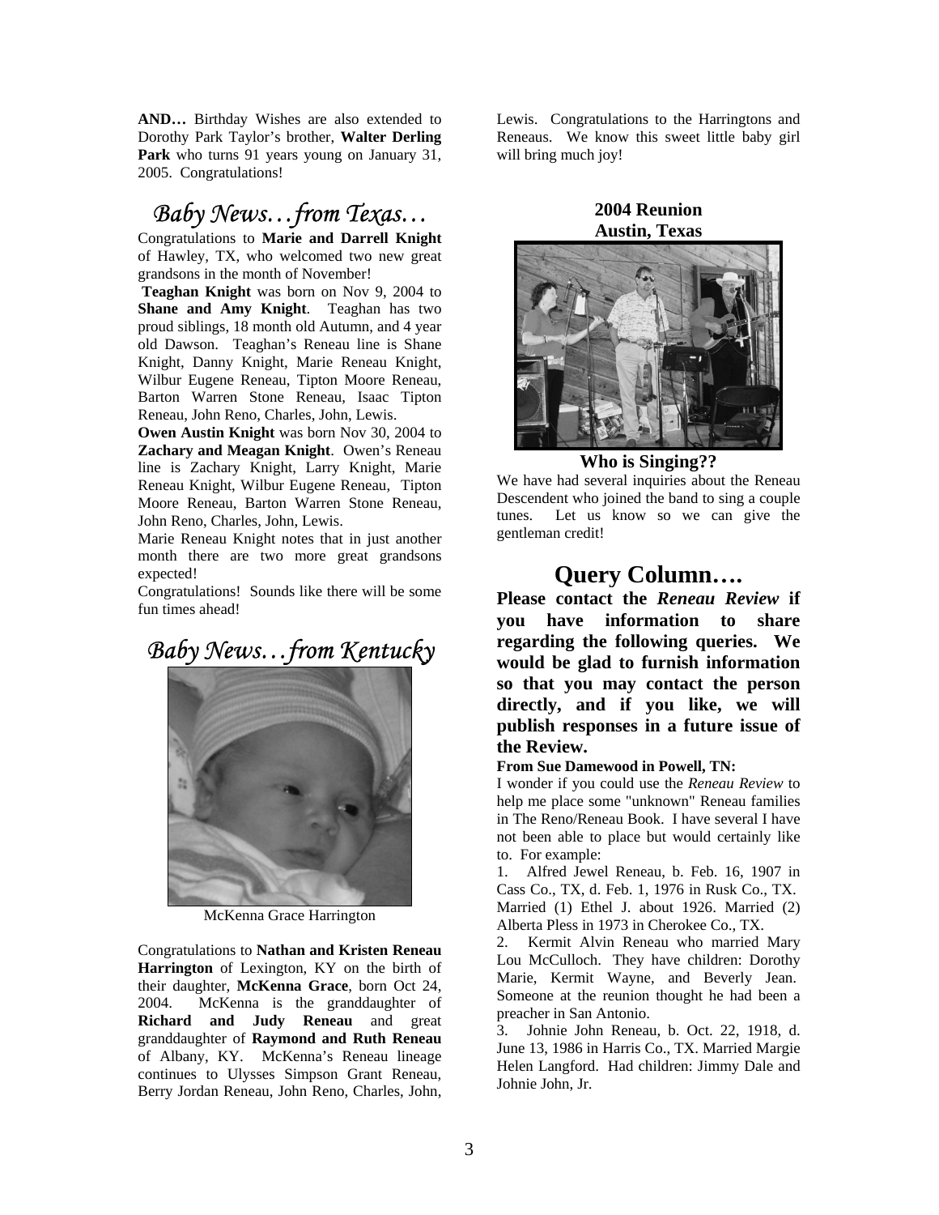**AND…** Birthday Wishes are also extended to Dorothy Park Taylor's brother, **Walter Derling Park** who turns 91 years young on January 31, 2005. Congratulations!

## *Baby News…from Texas…*

Congratulations to **Marie and Darrell Knight** of Hawley, TX, who welcomed two new great grandsons in the month of November!

**Teaghan Knight** was born on Nov 9, 2004 to **Shane and Amy Knight**. Teaghan has two proud siblings, 18 month old Autumn, and 4 year old Dawson. Teaghan's Reneau line is Shane Knight, Danny Knight, Marie Reneau Knight, Wilbur Eugene Reneau, Tipton Moore Reneau, Barton Warren Stone Reneau, Isaac Tipton Reneau, John Reno, Charles, John, Lewis.

**Owen Austin Knight** was born Nov 30, 2004 to **Zachary and Meagan Knight**. Owen's Reneau line is Zachary Knight, Larry Knight, Marie Reneau Knight, Wilbur Eugene Reneau, Tipton Moore Reneau, Barton Warren Stone Reneau, John Reno, Charles, John, Lewis.

Marie Reneau Knight notes that in just another month there are two more great grandsons expected!

Congratulations! Sounds like there will be some fun times ahead!

## *Baby News…from Kentucky*

McKenna Grace Harrington

Congratulations to **Nathan and Kristen Reneau Harrington** of Lexington, KY on the birth of their daughter, **McKenna Grace**, born Oct 24, 2004. McKenna is the granddaughter of **Richard and Judy Reneau** and great granddaughter of **Raymond and Ruth Reneau** of Albany, KY. McKenna's Reneau lineage continues to Ulysses Simpson Grant Reneau, Berry Jordan Reneau, John Reno, Charles, John, Lewis. Congratulations to the Harringtons and Reneaus. We know this sweet little baby girl will bring much joy!

**2004 Reunion**
**Austin, Texas**

**Who is Singing??**

We have had several inquiries about the Reneau Descendent who joined the band to sing a couple tunes. Let us know so we can give the gentleman credit!

## Query Column….

**Please contact the *Reneau Review* if you have information to share regarding the following queries. We would be glad to furnish information so that you may contact the person directly, and if you like, we will publish responses in a future issue of the Review.**

**From Sue Damewood in Powell, TN:**

I wonder if you could use the *Reneau Review* to help me place some "unknown" Reneau families in The Reno/Reneau Book. I have several I have not been able to place but would certainly like to. For example:

1. Alfred Jewel Reneau, b. Feb. 16, 1907 in Cass Co., TX, d. Feb. 1, 1976 in Rusk Co., TX. Married (1) Ethel J. about 1926. Married (2) Alberta Pless in 1973 in Cherokee Co., TX.
2. Kermit Alvin Reneau who married Mary Lou McCulloch. They have children: Dorothy Marie, Kermit Wayne, and Beverly Jean. Someone at the reunion thought he had been a preacher in San Antonio.
3. Johnie John Reneau, b. Oct. 22, 1918, d. June 13, 1986 in Harris Co., TX. Married Margie Helen Langford. Had children: Jimmy Dale and Johnie John, Jr.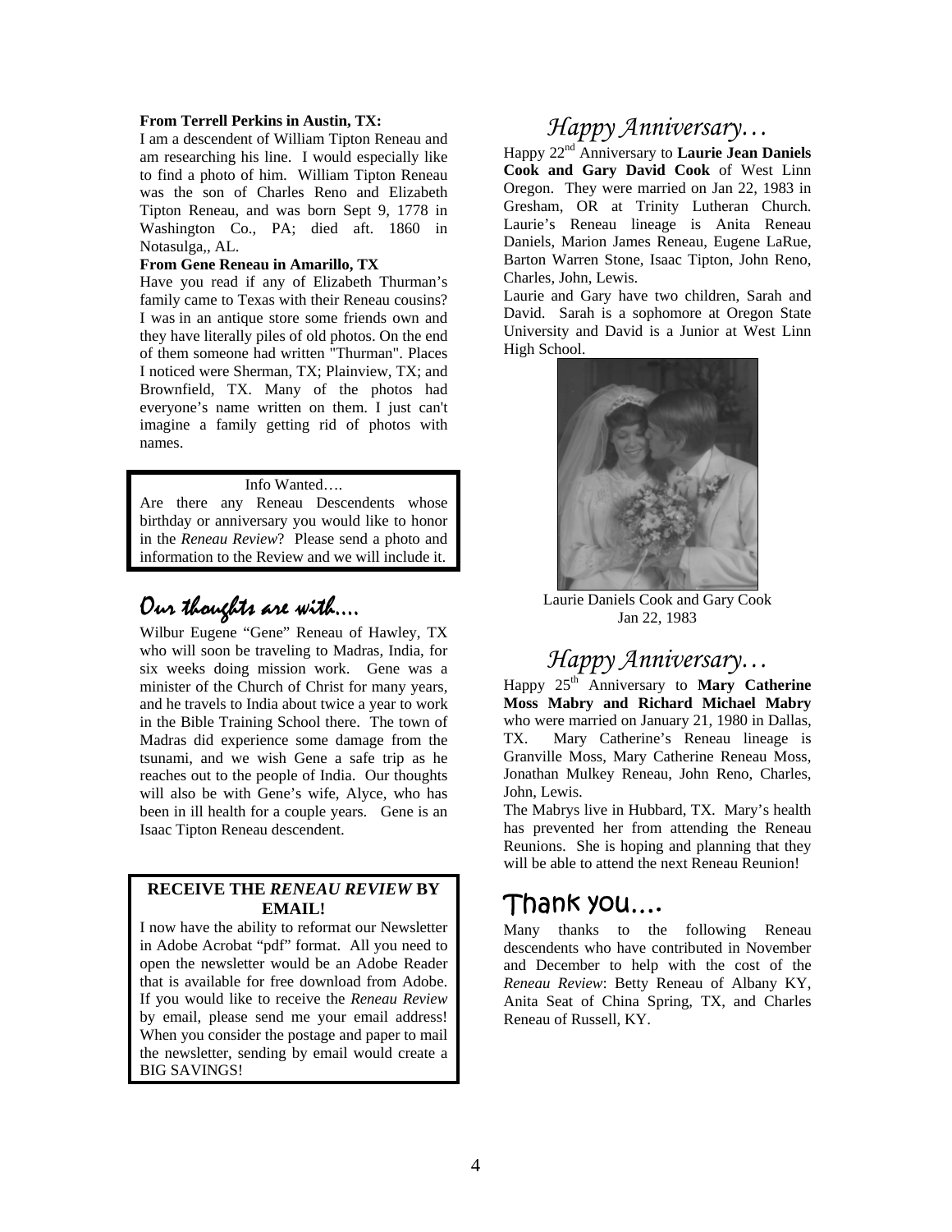**From Terrell Perkins in Austin, TX:**

I am a descendent of William Tipton Reneau and am researching his line. I would especially like to find a photo of him. William Tipton Reneau was the son of Charles Reno and Elizabeth Tipton Reneau, and was born Sept 9, 1778 in Washington Co., PA; died aft. 1860 in Notasulga,, AL.

**From Gene Reneau in Amarillo, TX**

Have you read if any of Elizabeth Thurman's family came to Texas with their Reneau cousins? I was in an antique store some friends own and they have literally piles of old photos. On the end of them someone had written "Thurman". Places I noticed were Sherman, TX; Plainview, TX; and Brownfield, TX. Many of the photos had everyone's name written on them. I just can't imagine a family getting rid of photos with names.

Info Wanted….

Are there any Reneau Descendents whose birthday or anniversary you would like to honor in the *Reneau Review*? Please send a photo and information to the Review and we will include it.

## Our thoughts are with….

Wilbur Eugene "Gene" Reneau of Hawley, TX who will soon be traveling to Madras, India, for six weeks doing mission work. Gene was a minister of the Church of Christ for many years, and he travels to India about twice a year to work in the Bible Training School there. The town of Madras did experience some damage from the tsunami, and we wish Gene a safe trip as he reaches out to the people of India. Our thoughts will also be with Gene's wife, Alyce, who has been in ill health for a couple years. Gene is an Isaac Tipton Reneau descendent.

**RECEIVE THE *RENEAU REVIEW* BY EMAIL!**

I now have the ability to reformat our Newsletter in Adobe Acrobat "pdf" format. All you need to open the newsletter would be an Adobe Reader that is available for free download from Adobe. If you would like to receive the *Reneau Review* by email, please send me your email address! When you consider the postage and paper to mail the newsletter, sending by email would create a BIG SAVINGS!

## Happy Anniversary…

Happy 22nd Anniversary to **Laurie Jean Daniels Cook and Gary David Cook** of West Linn Oregon. They were married on Jan 22, 1983 in Gresham, OR at Trinity Lutheran Church. Laurie's Reneau lineage is Anita Reneau Daniels, Marion James Reneau, Eugene LaRue, Barton Warren Stone, Isaac Tipton, John Reno, Charles, John, Lewis.

Laurie and Gary have two children, Sarah and David. Sarah is a sophomore at Oregon State University and David is a Junior at West Linn High School.

Laurie Daniels Cook and Gary Cook
Jan 22, 1983

## Happy Anniversary…

Happy 25th Anniversary to **Mary Catherine Moss Mabry and Richard Michael Mabry** who were married on January 21, 1980 in Dallas, TX. Mary Catherine's Reneau lineage is Granville Moss, Mary Catherine Reneau Moss, Jonathan Mulkey Reneau, John Reno, Charles, John, Lewis.

The Mabrys live in Hubbard, TX. Mary's health has prevented her from attending the Reneau Reunions. She is hoping and planning that they will be able to attend the next Reneau Reunion!

## Thank you….

Many thanks to the following Reneau descendents who have contributed in November and December to help with the cost of the *Reneau Review*: Betty Reneau of Albany KY, Anita Seat of China Spring, TX, and Charles Reneau of Russell, KY.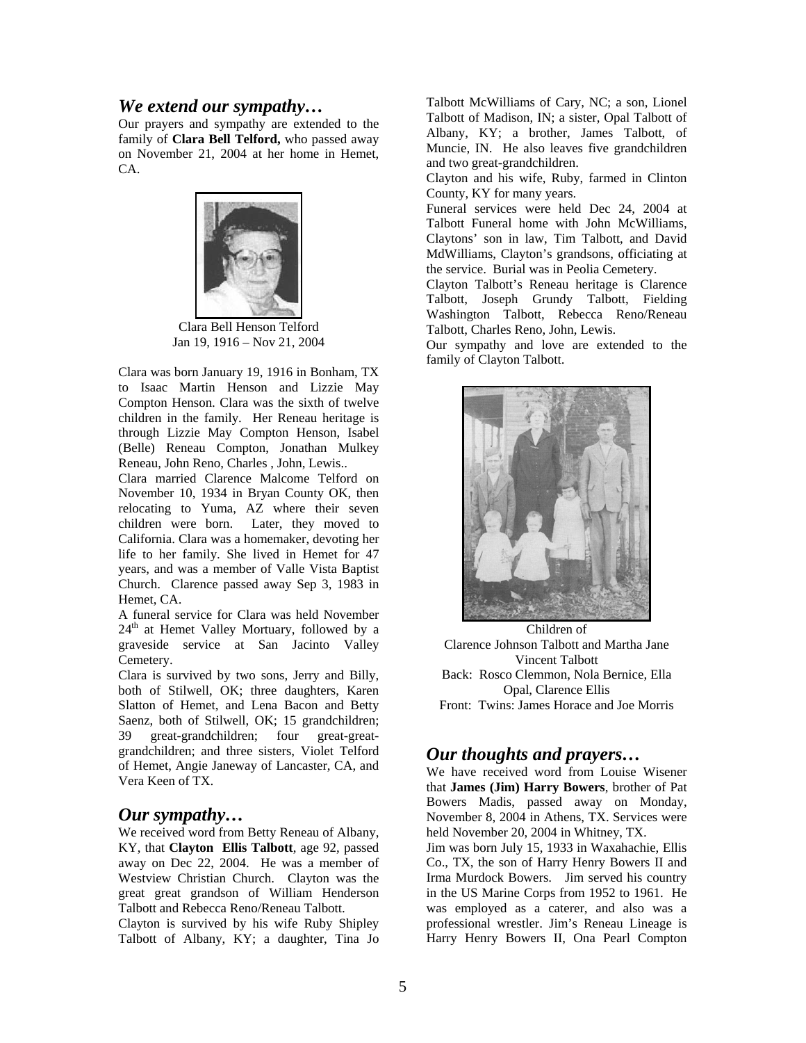## *We extend our sympathy…*

Our prayers and sympathy are extended to the family of **Clara Bell Telford,** who passed away on November 21, 2004 at her home in Hemet, CA.

Clara Bell Henson Telford
Jan 19, 1916 – Nov 21, 2004

Clara was born January 19, 1916 in Bonham, TX to Isaac Martin Henson and Lizzie May Compton Henson. Clara was the sixth of twelve children in the family. Her Reneau heritage is through Lizzie May Compton Henson, Isabel (Belle) Reneau Compton, Jonathan Mulkey Reneau, John Reno, Charles , John, Lewis..

Clara married Clarence Malcome Telford on November 10, 1934 in Bryan County OK, then relocating to Yuma, AZ where their seven children were born. Later, they moved to California. Clara was a homemaker, devoting her life to her family. She lived in Hemet for 47 years, and was a member of Valle Vista Baptist Church. Clarence passed away Sep 3, 1983 in Hemet, CA.

A funeral service for Clara was held November 24th at Hemet Valley Mortuary, followed by a graveside service at San Jacinto Valley Cemetery.

Clara is survived by two sons, Jerry and Billy, both of Stilwell, OK; three daughters, Karen Slatton of Hemet, and Lena Bacon and Betty Saenz, both of Stilwell, OK; 15 grandchildren; 39 great-grandchildren; four great-great-grandchildren; and three sisters, Violet Telford of Hemet, Angie Janeway of Lancaster, CA, and Vera Keen of TX.

## *Our sympathy…*

We received word from Betty Reneau of Albany, KY, that **Clayton Ellis Talbott**, age 92, passed away on Dec 22, 2004. He was a member of Westview Christian Church. Clayton was the great great grandson of William Henderson Talbott and Rebecca Reno/Reneau Talbott.

Clayton is survived by his wife Ruby Shipley Talbott of Albany, KY; a daughter, Tina Jo Talbott McWilliams of Cary, NC; a son, Lionel Talbott of Madison, IN; a sister, Opal Talbott of Albany, KY; a brother, James Talbott, of Muncie, IN. He also leaves five grandchildren and two great-grandchildren.

Clayton and his wife, Ruby, farmed in Clinton County, KY for many years.

Funeral services were held Dec 24, 2004 at Talbott Funeral home with John McWilliams, Claytons' son in law, Tim Talbott, and David MdWilliams, Clayton's grandsons, officiating at the service. Burial was in Peolia Cemetery.

Clayton Talbott's Reneau heritage is Clarence Talbott, Joseph Grundy Talbott, Fielding Washington Talbott, Rebecca Reno/Reneau Talbott, Charles Reno, John, Lewis.

Our sympathy and love are extended to the family of Clayton Talbott.

Children of
Clarence Johnson Talbott and Martha Jane Vincent Talbott
Back: Rosco Clemmon, Nola Bernice, Ella Opal, Clarence Ellis
Front: Twins: James Horace and Joe Morris

## *Our thoughts and prayers…*

We have received word from Louise Wisener that **James (Jim) Harry Bowers**, brother of Pat Bowers Madis, passed away on Monday, November 8, 2004 in Athens, TX. Services were held November 20, 2004 in Whitney, TX.

Jim was born July 15, 1933 in Waxahachie, Ellis Co., TX, the son of Harry Henry Bowers II and Irma Murdock Bowers. Jim served his country in the US Marine Corps from 1952 to 1961. He was employed as a caterer, and also was a professional wrestler. Jim's Reneau Lineage is Harry Henry Bowers II, Ona Pearl Compton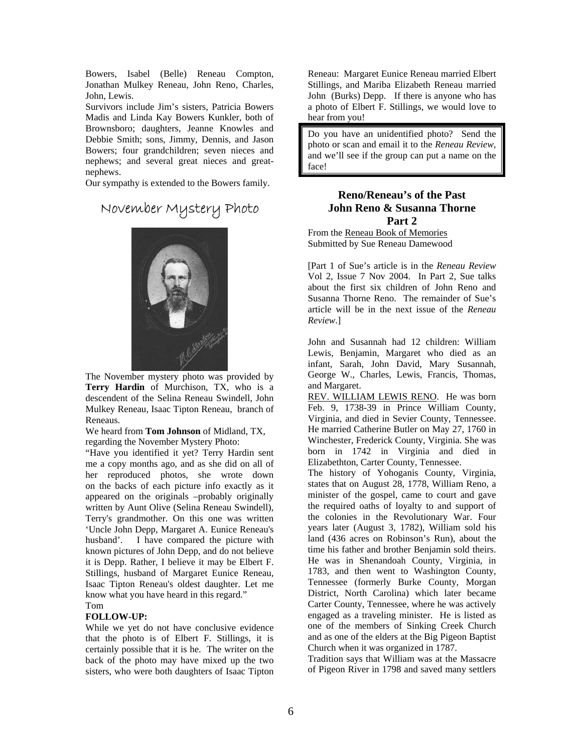Bowers, Isabel (Belle) Reneau Compton, Jonathan Mulkey Reneau, John Reno, Charles, John, Lewis.

Survivors include Jim's sisters, Patricia Bowers Madis and Linda Kay Bowers Kunkler, both of Brownsboro; daughters, Jeanne Knowles and Debbie Smith; sons, Jimmy, Dennis, and Jason Bowers; four grandchildren; seven nieces and nephews; and several great nieces and great-nephews.

Our sympathy is extended to the Bowers family.

## November Mystery Photo

The November mystery photo was provided by **Terry Hardin** of Murchison, TX, who is a descendent of the Selina Reneau Swindell, John Mulkey Reneau, Isaac Tipton Reneau, branch of Reneaus.

We heard from **Tom Johnson** of Midland, TX, regarding the November Mystery Photo:

"Have you identified it yet? Terry Hardin sent me a copy months ago, and as she did on all of her reproduced photos, she wrote down on the backs of each picture info exactly as it appeared on the originals –probably originally written by Aunt Olive (Selina Reneau Swindell), Terry's grandmother. On this one was written 'Uncle John Depp, Margaret A. Eunice Reneau's husband'. I have compared the picture with known pictures of John Depp, and do not believe it is Depp. Rather, I believe it may be Elbert F. Stillings, husband of Margaret Eunice Reneau, Isaac Tipton Reneau's oldest daughter. Let me know what you have heard in this regard."

Tom

**FOLLOW-UP:**

While we yet do not have conclusive evidence that the photo is of Elbert F. Stillings, it is certainly possible that it is he. The writer on the back of the photo may have mixed up the two sisters, who were both daughters of Isaac Tipton Reneau: Margaret Eunice Reneau married Elbert Stillings, and Mariba Elizabeth Reneau married John (Burks) Depp. If there is anyone who has a photo of Elbert F. Stillings, we would love to hear from you!

Do you have an unidentified photo? Send the photo or scan and email it to the *Reneau Review*, and we'll see if the group can put a name on the face!

## Reno/Reneau's of the Past
## John Reno & Susanna Thorne
## Part 2

From the Reneau Book of Memories
Submitted by Sue Reneau Damewood

[Part 1 of Sue's article is in the *Reneau Review* Vol 2, Issue 7 Nov 2004. In Part 2, Sue talks about the first six children of John Reno and Susanna Thorne Reno. The remainder of Sue's article will be in the next issue of the *Reneau Review*.]

John and Susannah had 12 children: William Lewis, Benjamin, Margaret who died as an infant, Sarah, John David, Mary Susannah, George W., Charles, Lewis, Francis, Thomas, and Margaret.

REV. WILLIAM LEWIS RENO. He was born Feb. 9, 1738-39 in Prince William County, Virginia, and died in Sevier County, Tennessee. He married Catherine Butler on May 27, 1760 in Winchester, Frederick County, Virginia. She was born in 1742 in Virginia and died in Elizabethton, Carter County, Tennessee.

The history of Yohoganis County, Virginia, states that on August 28, 1778, William Reno, a minister of the gospel, came to court and gave the required oaths of loyalty to and support of the colonies in the Revolutionary War. Four years later (August 3, 1782), William sold his land (436 acres on Robinson's Run), about the time his father and brother Benjamin sold theirs. He was in Shenandoah County, Virginia, in 1783, and then went to Washington County, Tennessee (formerly Burke County, Morgan District, North Carolina) which later became Carter County, Tennessee, where he was actively engaged as a traveling minister. He is listed as one of the members of Sinking Creek Church and as one of the elders at the Big Pigeon Baptist Church when it was organized in 1787.

Tradition says that William was at the Massacre of Pigeon River in 1798 and saved many settlers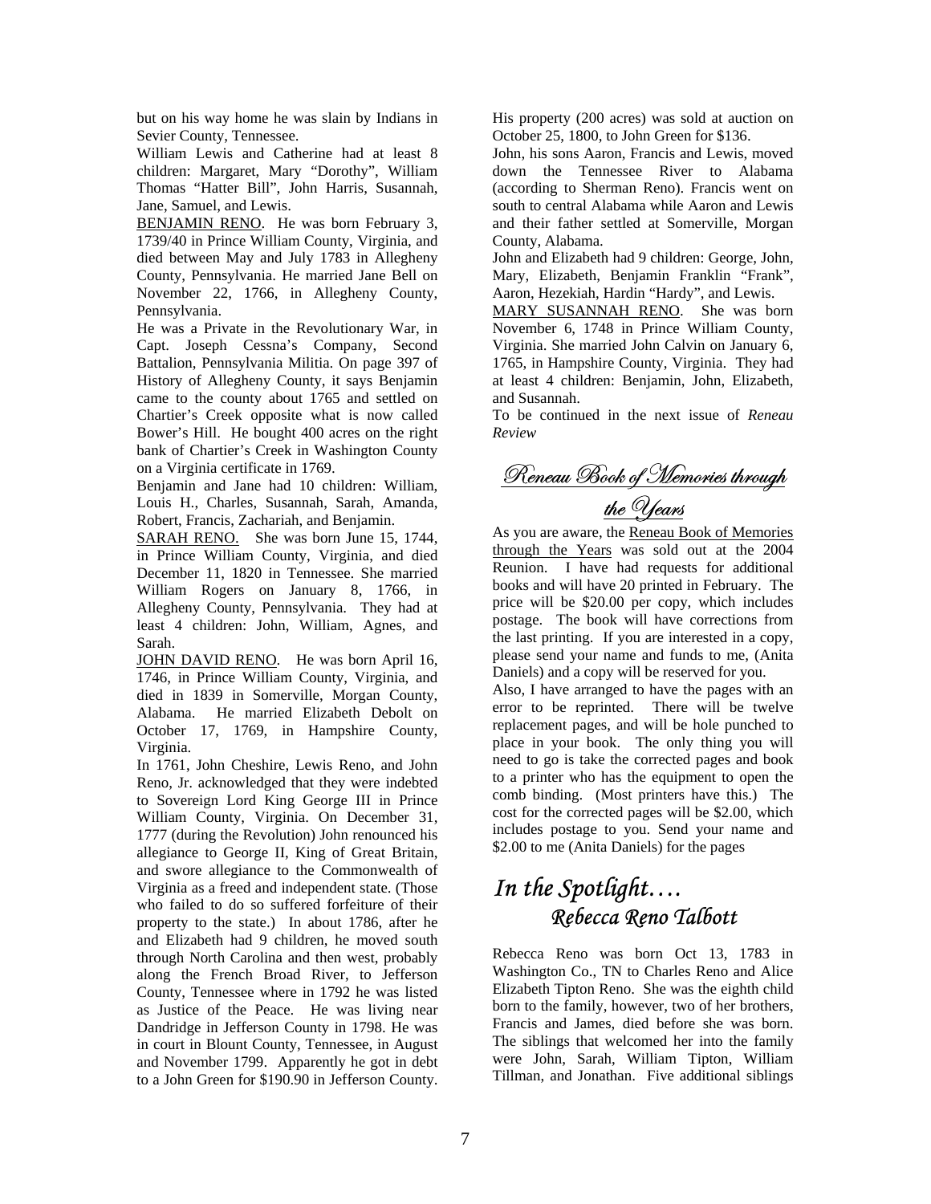but on his way home he was slain by Indians in Sevier County, Tennessee.

William Lewis and Catherine had at least 8 children: Margaret, Mary "Dorothy", William Thomas "Hatter Bill", John Harris, Susannah, Jane, Samuel, and Lewis.

<u>BENJAMIN RENO</u>. He was born February 3, 1739/40 in Prince William County, Virginia, and died between May and July 1783 in Allegheny County, Pennsylvania. He married Jane Bell on November 22, 1766, in Allegheny County, Pennsylvania.

He was a Private in the Revolutionary War, in Capt. Joseph Cessna's Company, Second Battalion, Pennsylvania Militia. On page 397 of History of Allegheny County, it says Benjamin came to the county about 1765 and settled on Chartier's Creek opposite what is now called Bower's Hill. He bought 400 acres on the right bank of Chartier's Creek in Washington County on a Virginia certificate in 1769.

Benjamin and Jane had 10 children: William, Louis H., Charles, Susannah, Sarah, Amanda, Robert, Francis, Zachariah, and Benjamin.

<u>SARAH RENO.</u> She was born June 15, 1744, in Prince William County, Virginia, and died December 11, 1820 in Tennessee. She married William Rogers on January 8, 1766, in Allegheny County, Pennsylvania. They had at least 4 children: John, William, Agnes, and Sarah.

<u>JOHN DAVID RENO</u>. He was born April 16, 1746, in Prince William County, Virginia, and died in 1839 in Somerville, Morgan County, Alabama. He married Elizabeth Debolt on October 17, 1769, in Hampshire County, Virginia.

In 1761, John Cheshire, Lewis Reno, and John Reno, Jr. acknowledged that they were indebted to Sovereign Lord King George III in Prince William County, Virginia. On December 31, 1777 (during the Revolution) John renounced his allegiance to George II, King of Great Britain, and swore allegiance to the Commonwealth of Virginia as a freed and independent state. (Those who failed to do so suffered forfeiture of their property to the state.) In about 1786, after he and Elizabeth had 9 children, he moved south through North Carolina and then west, probably along the French Broad River, to Jefferson County, Tennessee where in 1792 he was listed as Justice of the Peace. He was living near Dandridge in Jefferson County in 1798. He was in court in Blount County, Tennessee, in August and November 1799. Apparently he got in debt to a John Green for $190.90 in Jefferson County. His property (200 acres) was sold at auction on October 25, 1800, to John Green for $136.

John, his sons Aaron, Francis and Lewis, moved down the Tennessee River to Alabama (according to Sherman Reno). Francis went on south to central Alabama while Aaron and Lewis and their father settled at Somerville, Morgan County, Alabama.

John and Elizabeth had 9 children: George, John, Mary, Elizabeth, Benjamin Franklin "Frank", Aaron, Hezekiah, Hardin "Hardy", and Lewis.

<u>MARY SUSANNAH RENO</u>. She was born November 6, 1748 in Prince William County, Virginia. She married John Calvin on January 6, 1765, in Hampshire County, Virginia. They had at least 4 children: Benjamin, John, Elizabeth, and Susannah.

To be continued in the next issue of *Reneau Review*

## Reneau Book of Memories through the Years

As you are aware, the <u>Reneau Book of Memories through the Years</u> was sold out at the 2004 Reunion. I have had requests for additional books and will have 20 printed in February. The price will be $20.00 per copy, which includes postage. The book will have corrections from the last printing. If you are interested in a copy, please send your name and funds to me, (Anita Daniels) and a copy will be reserved for you.

Also, I have arranged to have the pages with an error to be reprinted. There will be twelve replacement pages, and will be hole punched to place in your book. The only thing you will need to go is take the corrected pages and book to a printer who has the equipment to open the comb binding. (Most printers have this.) The cost for the corrected pages will be $2.00, which includes postage to you. Send your name and $2.00 to me (Anita Daniels) for the pages

## *In the Spotlight….* *Rebecca Reno Talbott*

Rebecca Reno was born Oct 13, 1783 in Washington Co., TN to Charles Reno and Alice Elizabeth Tipton Reno. She was the eighth child born to the family, however, two of her brothers, Francis and James, died before she was born. The siblings that welcomed her into the family were John, Sarah, William Tipton, William Tillman, and Jonathan. Five additional siblings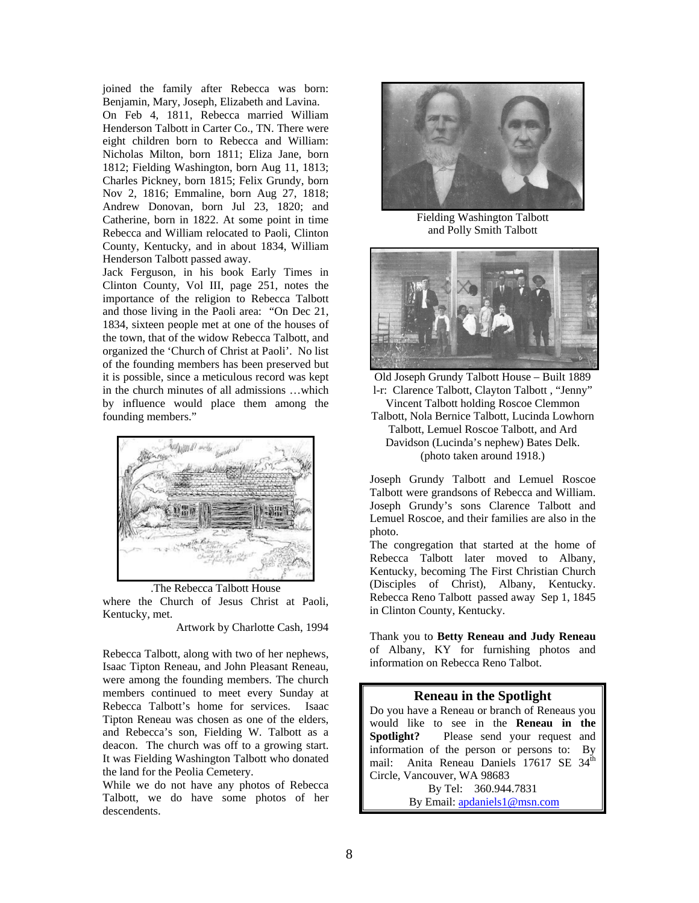joined the family after Rebecca was born: Benjamin, Mary, Joseph, Elizabeth and Lavina.

On Feb 4, 1811, Rebecca married William Henderson Talbott in Carter Co., TN. There were eight children born to Rebecca and William: Nicholas Milton, born 1811; Eliza Jane, born 1812; Fielding Washington, born Aug 11, 1813; Charles Pickney, born 1815; Felix Grundy, born Nov 2, 1816; Emmaline, born Aug 27, 1818; Andrew Donovan, born Jul 23, 1820; and Catherine, born in 1822. At some point in time Rebecca and William relocated to Paoli, Clinton County, Kentucky, and in about 1834, William Henderson Talbott passed away.

Jack Ferguson, in his book Early Times in Clinton County, Vol III, page 251, notes the importance of the religion to Rebecca Talbott and those living in the Paoli area: "On Dec 21, 1834, sixteen people met at one of the houses of the town, that of the widow Rebecca Talbott, and organized the 'Church of Christ at Paoli'. No list of the founding members has been preserved but it is possible, since a meticulous record was kept in the church minutes of all admissions …which by influence would place them among the founding members."

.The Rebecca Talbott House where the Church of Jesus Christ at Paoli, Kentucky, met.

Artwork by Charlotte Cash, 1994

Rebecca Talbott, along with two of her nephews, Isaac Tipton Reneau, and John Pleasant Reneau, were among the founding members. The church members continued to meet every Sunday at Rebecca Talbott's home for services. Isaac Tipton Reneau was chosen as one of the elders, and Rebecca's son, Fielding W. Talbott as a deacon. The church was off to a growing start. It was Fielding Washington Talbott who donated the land for the Peolia Cemetery.

While we do not have any photos of Rebecca Talbott, we do have some photos of her descendents.

Fielding Washington Talbott and Polly Smith Talbott

Old Joseph Grundy Talbott House – Built 1889
l-r: Clarence Talbott, Clayton Talbott , "Jenny" Vincent Talbott holding Roscoe Clemmon Talbott, Nola Bernice Talbott, Lucinda Lowhorn Talbott, Lemuel Roscoe Talbott, and Ard Davidson (Lucinda's nephew) Bates Delk. (photo taken around 1918.)

Joseph Grundy Talbott and Lemuel Roscoe Talbott were grandsons of Rebecca and William. Joseph Grundy's sons Clarence Talbott and Lemuel Roscoe, and their families are also in the photo.

The congregation that started at the home of Rebecca Talbott later moved to Albany, Kentucky, becoming The First Christian Church (Disciples of Christ), Albany, Kentucky. Rebecca Reno Talbott passed away Sep 1, 1845 in Clinton County, Kentucky.

Thank you to **Betty Reneau and Judy Reneau** of Albany, KY for furnishing photos and information on Rebecca Reno Talbot.

## Reneau in the Spotlight

Do you have a Reneau or branch of Reneaus you would like to see in the **Reneau in the Spotlight?** Please send your request and information of the person or persons to: By mail: Anita Reneau Daniels 17617 SE 34th Circle, Vancouver, WA 98683

By Tel: 360.944.7831

By Email: apdaniels1@msn.com